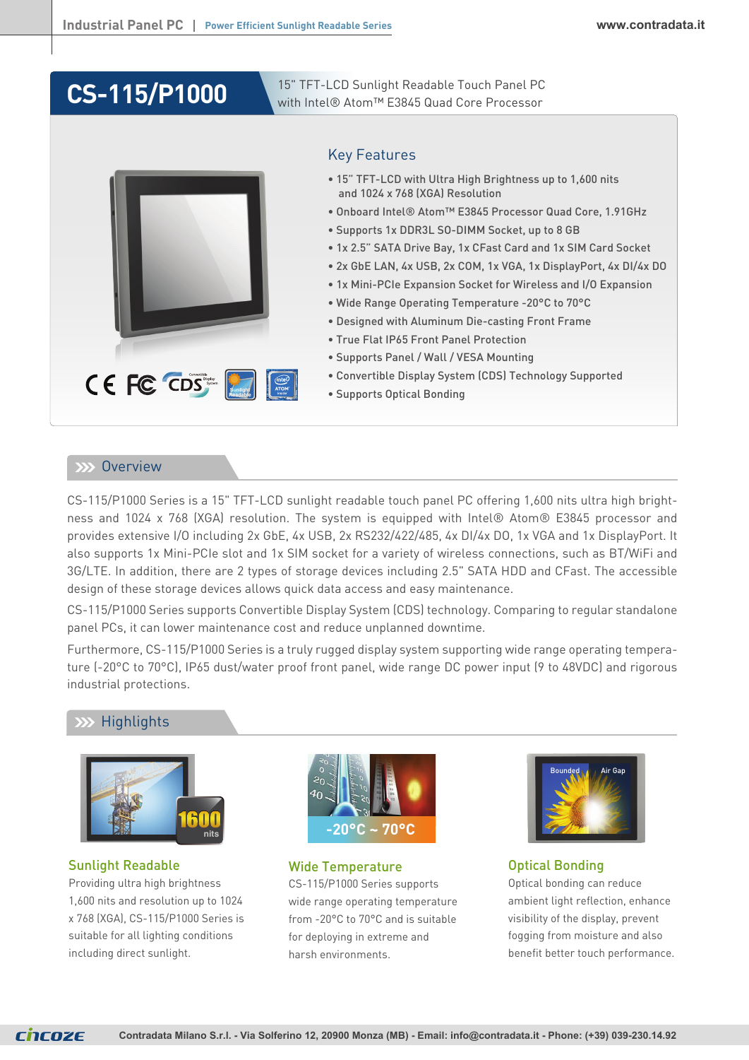# CS-115/P1000

15" TFT-LCD Sunlight Readable Touch Panel PC with Intel® Atom™ E3845 Quad Core Processor

## Key Features

- 15" TFT-LCD with Ultra High Brightness up to 1,600 nits and 1024 x 768 (XGA) Resolution
- Onboard Intel® Atom™ E3845 Processor Quad Core, 1.91GHz
- Supports 1x DDR3L SO-DIMM Socket, up to 8 GB
- 1x 2.5" SATA Drive Bay, 1x CFast Card and 1x SIM Card Socket
- 2x GbE LAN, 4x USB, 2x COM, 1x VGA, 1x DisplayPort, 4x DI/4x DO
- 1x Mini-PCIe Expansion Socket for Wireless and I/O Expansion
- Wide Range Operating Temperature -20°C to 70°C
- Designed with Aluminum Die-casting Front Frame
- True Flat IP65 Front Panel Protection
- Supports Panel / Wall / VESA Mounting
- Convertible Display System (CDS) Technology Supported
- Supports Optical Bonding

## Overview

CS-115/P1000 Series is a 15" TFT-LCD sunlight readable touch panel PC offering 1,600 nits ultra high brightness and 1024 x 768 (XGA) resolution. The system is equipped with Intel® Atom® E3845 processor and provides extensive I/O including 2x GbE, 4x USB, 2x RS232/422/485, 4x DI/4x DO, 1x VGA and 1x DisplayPort. It also supports 1x Mini-PCIe slot and 1x SIM socket for a variety of wireless connections, such as BT/WiFi and 3G/LTE. In addition, there are 2 types of storage devices including 2.5" SATA HDD and CFast. The accessible design of these storage devices allows quick data access and easy maintenance.

CS-115/P1000 Series supports Convertible Display System (CDS) technology. Comparing to regular standalone panel PCs, it can lower maintenance cost and reduce unplanned downtime.

Furthermore, CS-115/P1000 Series is a truly rugged display system supporting wide range operating temperature (-20°C to 70°C), IP65 dust/water proof front panel, wide range DC power input (9 to 48VDC) and rigorous industrial protections.

## Highlights

### Sunlight Readable

Providing ultra high brightness 1,600 nits and resolution up to 1024 x 768 (XGA), CS-115/P1000 Series is suitable for all lighting conditions including direct sunlight.

### Wide Temperature

CS-115/P1000 Series supports wide range operating temperature from -20°C to 70°C and is suitable for deploying in extreme and harsh environments.

### Optical Bonding

Optical bonding can reduce ambient light reflection, enhance visibility of the display, prevent fogging from moisture and also benefit better touch performance.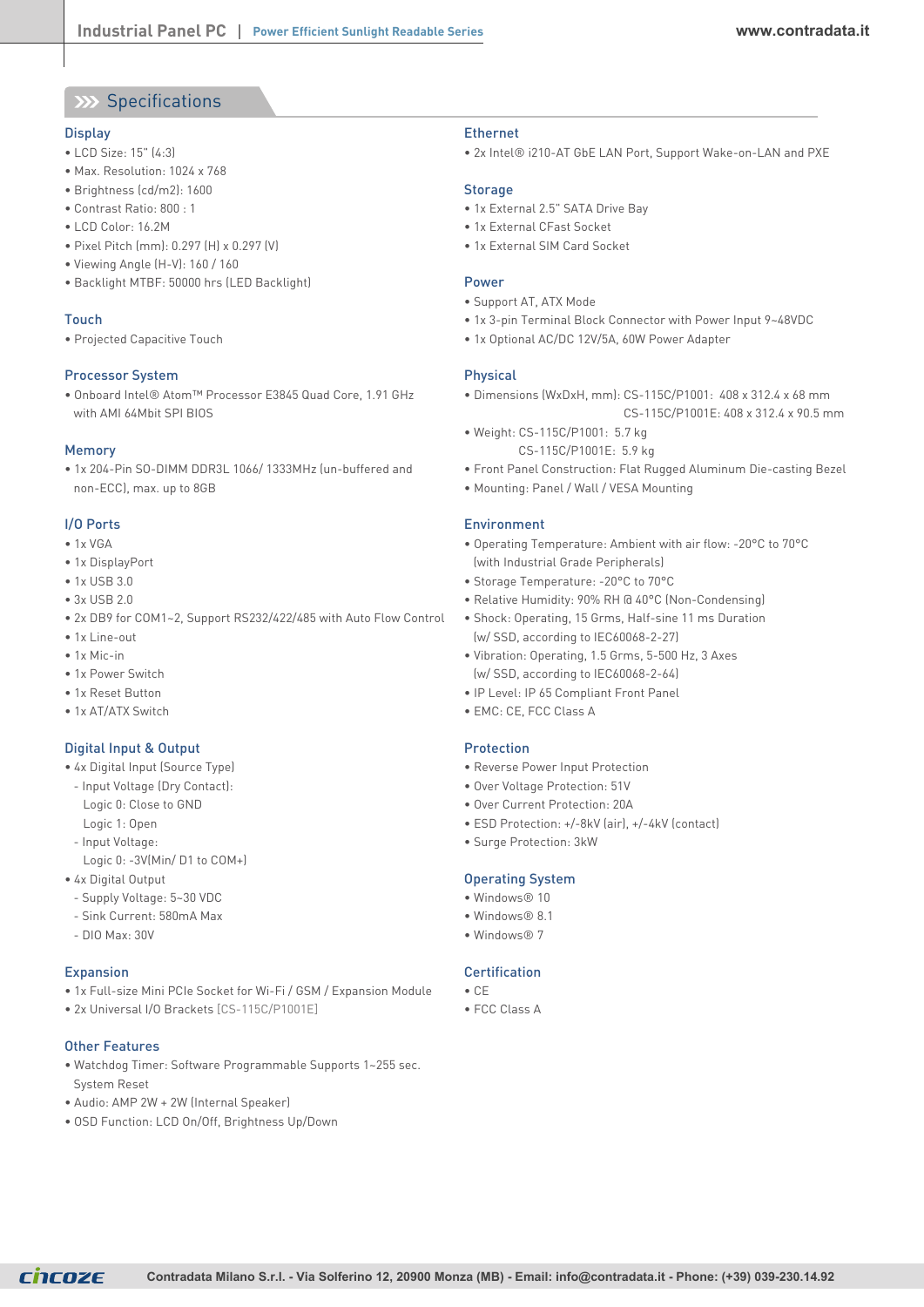# Specifications

## Display

- LCD Size: 15" (4:3)
- Max. Resolution: 1024 x 768
- Brightness (cd/m2): 1600
- Contrast Ratio: 800 : 1
- LCD Color: 16.2M
- Pixel Pitch (mm): 0.297 (H) x 0.297 (V)
- Viewing Angle (H-V): 160 / 160
- Backlight MTBF: 50000 hrs (LED Backlight)

## Touch

- Projected Capacitive Touch

## Processor System

- Onboard Intel® Atom™ Processor E3845 Quad Core, 1.91 GHz with AMI 64Mbit SPI BIOS

## Memory

- 1x 204-Pin SO-DIMM DDR3L 1066/ 1333MHz (un-buffered and non-ECC), max. up to 8GB

## I/O Ports

- 1x VGA
- 1x DisplayPort
- 1x USB 3.0
- 3x USB 2.0
- 2x DB9 for COM1~2, Support RS232/422/485 with Auto Flow Control
- 1x Line-out
- 1x Mic-in
- 1x Power Switch
- 1x Reset Button
- 1x AT/ATX Switch

## Digital Input & Output

- 4x Digital Input (Source Type)
  - Input Voltage (Dry Contact):
    Logic 0: Close to GND
    Logic 1: Open
  - Input Voltage:
    Logic 0: -3V(Min/ D1 to COM+)
- 4x Digital Output
  - Supply Voltage: 5~30 VDC
  - Sink Current: 580mA Max
  - DIO Max: 30V

## Expansion

- 1x Full-size Mini PCIe Socket for Wi-Fi / GSM / Expansion Module
- 2x Universal I/O Brackets [CS-115C/P1001E]

## Other Features

- Watchdog Timer: Software Programmable Supports 1~255 sec. System Reset
- Audio: AMP 2W + 2W (Internal Speaker)
- OSD Function: LCD On/Off, Brightness Up/Down

## Ethernet

- 2x Intel® i210-AT GbE LAN Port, Support Wake-on-LAN and PXE

## Storage

- 1x External 2.5" SATA Drive Bay
- 1x External CFast Socket
- 1x External SIM Card Socket

## Power

- Support AT, ATX Mode
- 1x 3-pin Terminal Block Connector with Power Input 9~48VDC
- 1x Optional AC/DC 12V/5A, 60W Power Adapter

## Physical

- Dimensions (WxDxH, mm): CS-115C/P1001: 408 x 312.4 x 68 mm
  CS-115C/P1001E: 408 x 312.4 x 90.5 mm
- Weight: CS-115C/P1001: 5.7 kg
  CS-115C/P1001E: 5.9 kg
- Front Panel Construction: Flat Rugged Aluminum Die-casting Bezel
- Mounting: Panel / Wall / VESA Mounting

## Environment

- Operating Temperature: Ambient with air flow: -20°C to 70°C (with Industrial Grade Peripherals)
- Storage Temperature: -20°C to 70°C
- Relative Humidity: 90% RH @ 40°C (Non-Condensing)
- Shock: Operating, 15 Grms, Half-sine 11 ms Duration (w/ SSD, according to IEC60068-2-27)
- Vibration: Operating, 1.5 Grms, 5-500 Hz, 3 Axes (w/ SSD, according to IEC60068-2-64)
- IP Level: IP 65 Compliant Front Panel
- EMC: CE, FCC Class A

## Protection

- Reverse Power Input Protection
- Over Voltage Protection: 51V
- Over Current Protection: 20A
- ESD Protection: +/-8kV (air), +/-4kV (contact)
- Surge Protection: 3kW

## Operating System

- Windows® 10
- Windows® 8.1
- Windows® 7

## Certification

- CE
- FCC Class A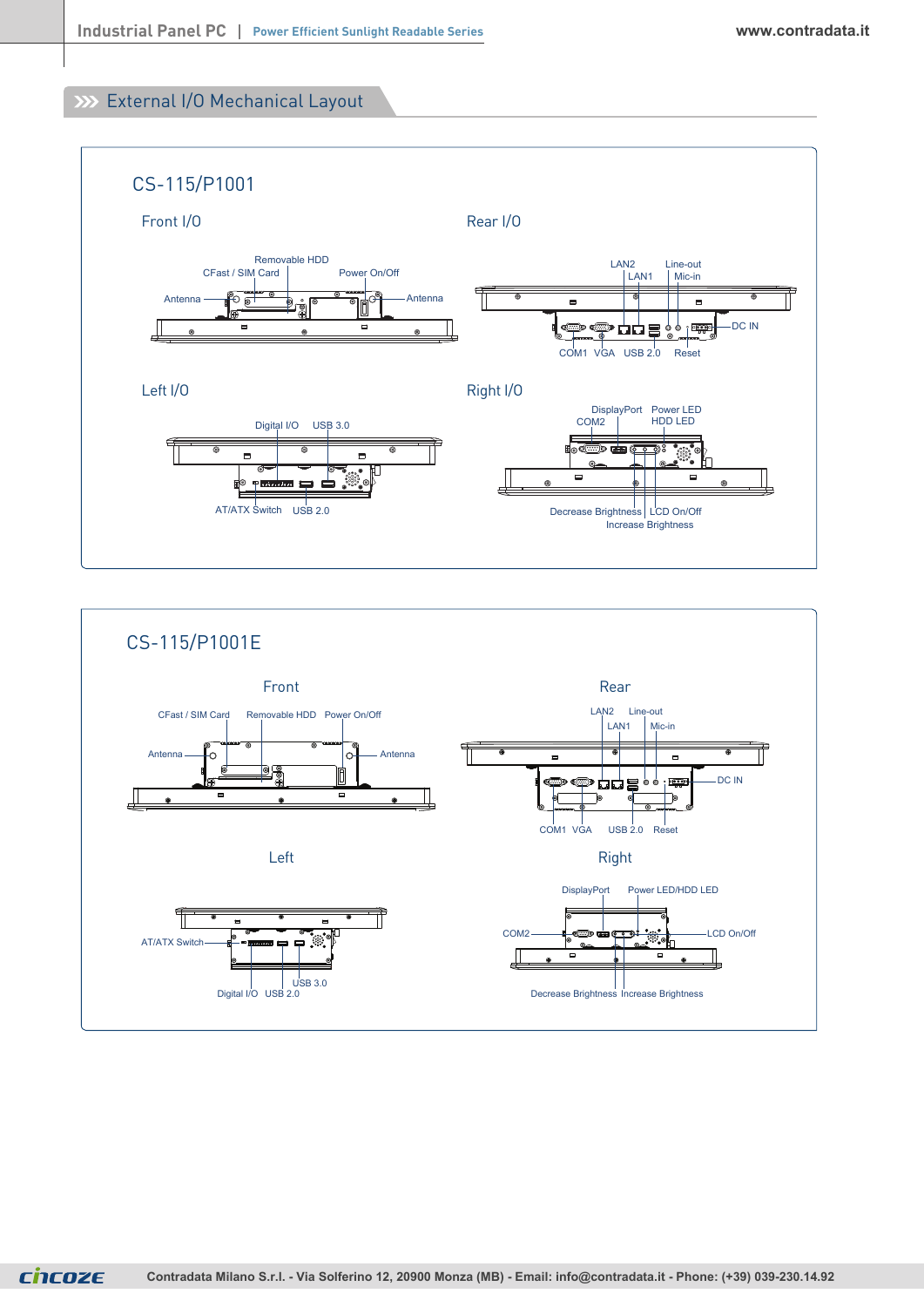## External I/O Mechanical Layout

### CS-115/P1001

#### Front I/O

Removable HDD
CFast / SIM Card
Power On/Off
Antenna
Antenna

#### Rear I/O

LAN2
Line-out
LAN1
Mic-in
DC IN
COM1 VGA USB 2.0 Reset

#### Left I/O

Digital I/O
USB 3.0
AT/ATX Switch
USB 2.0

#### Right I/O

DisplayPort
Power LED
COM2
HDD LED
Decrease Brightness
LCD On/Off
Increase Brightness

### CS-115/P1001E

#### Front

CFast / SIM Card
Removable HDD
Power On/Off
Antenna
Antenna

#### Rear

LAN2
Line-out
LAN1
Mic-in
DC IN
COM1 VGA
USB 2.0
Reset

#### Left

AT/ATX Switch
USB 3.0
Digital I/O
USB 2.0

#### Right

DisplayPort
Power LED/HDD LED
COM2
LCD On/Off
Decrease Brightness
Increase Brightness

Contradata Milano S.r.l. - Via Solferino 12, 20900 Monza (MB) - Email: info@contradata.it - Phone: (+39) 039-230.14.92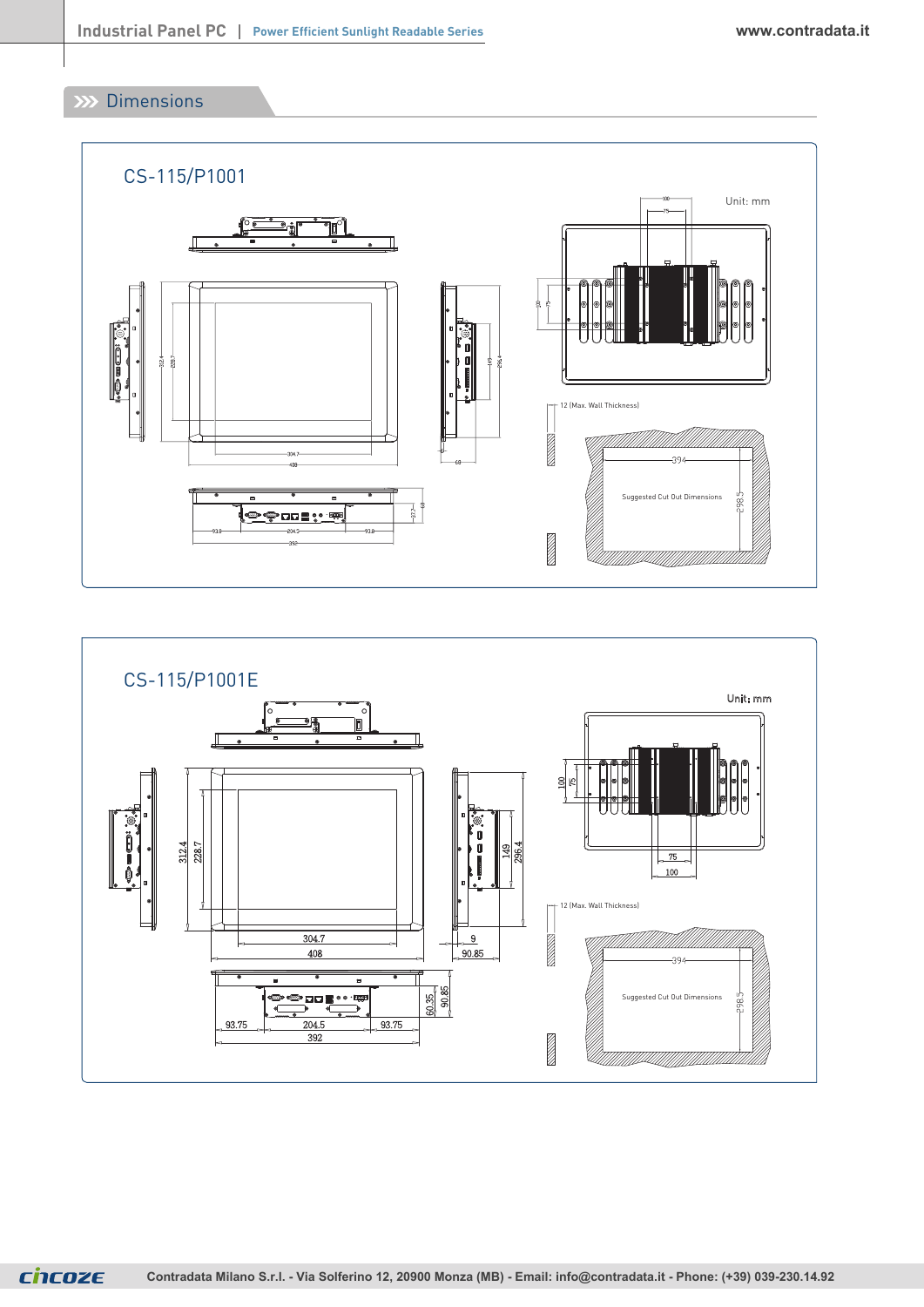## Dimensions

### CS-115/P1001

Unit: mm

12 (Max. Wall Thickness)

394

298.5

Suggested Cut Out Dimensions

### CS-115/P1001E

Unit: mm

12 (Max. Wall Thickness)

394

298.5

Suggested Cut Out Dimensions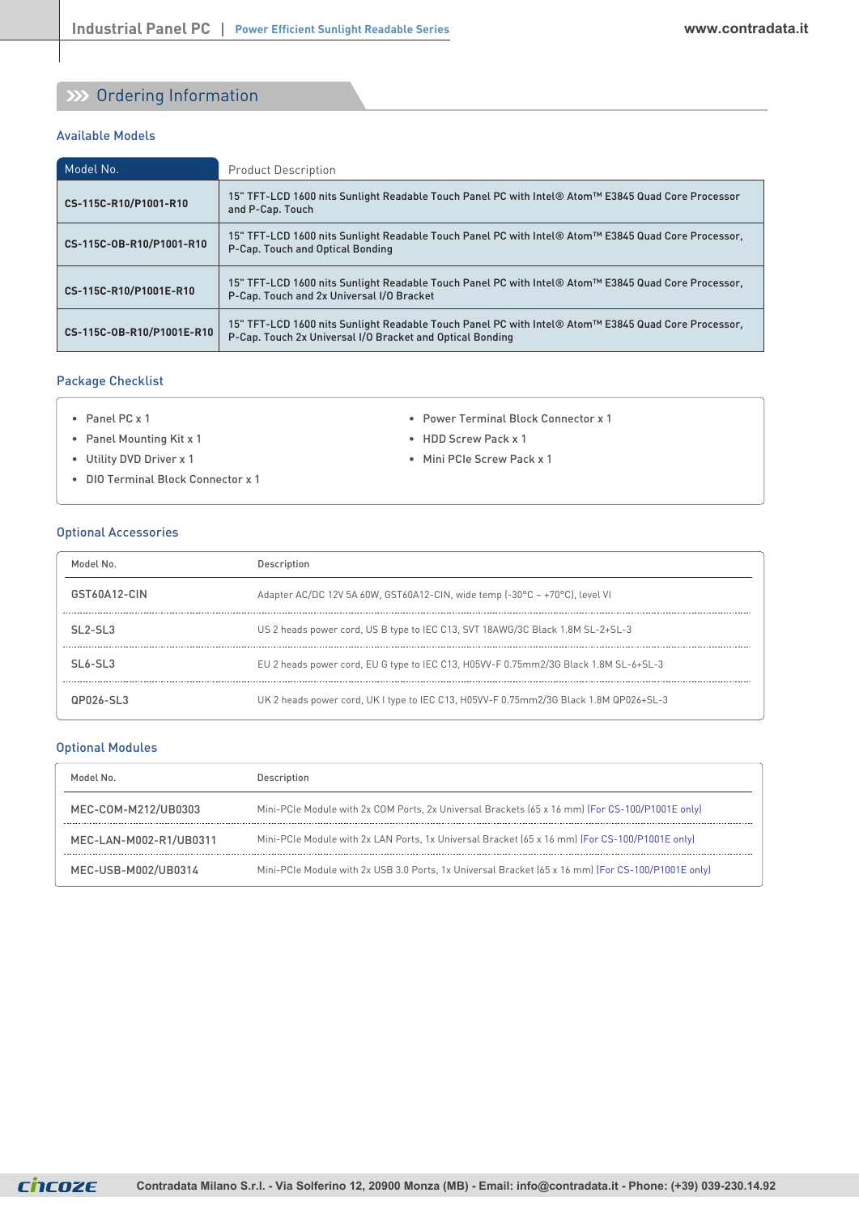## Ordering Information

### Available Models

| Model No. | Product Description |
|---|---|
| **CS-115C-R10/P1001-R10** | 15" TFT-LCD 1600 nits Sunlight Readable Touch Panel PC with Intel® Atom™ E3845 Quad Core Processor and P-Cap. Touch |
| **CS-115C-OB-R10/P1001-R10** | 15" TFT-LCD 1600 nits Sunlight Readable Touch Panel PC with Intel® Atom™ E3845 Quad Core Processor, P-Cap. Touch and Optical Bonding |
| **CS-115C-R10/P1001E-R10** | 15" TFT-LCD 1600 nits Sunlight Readable Touch Panel PC with Intel® Atom™ E3845 Quad Core Processor, P-Cap. Touch and 2x Universal I/O Bracket |
| **CS-115C-OB-R10/P1001E-R10** | 15" TFT-LCD 1600 nits Sunlight Readable Touch Panel PC with Intel® Atom™ E3845 Quad Core Processor, P-Cap. Touch 2x Universal I/O Bracket and Optical Bonding |

### Package Checklist

- Panel PC x 1
- Panel Mounting Kit x 1
- Utility DVD Driver x 1
- DIO Terminal Block Connector x 1
- Power Terminal Block Connector x 1
- HDD Screw Pack x 1
- Mini PCIe Screw Pack x 1

### Optional Accessories

| Model No. | Description |
|---|---|
| GST60A12-CIN | Adapter AC/DC 12V 5A 60W, GST60A12-CIN, wide temp (-30°C ~ +70°C), level VI |
| SL2-SL3 | US 2 heads power cord, US B type to IEC C13, SVT 18AWG/3C Black 1.8M SL-2+SL-3 |
| SL6-SL3 | EU 2 heads power cord, EU G type to IEC C13, H05VV-F 0.75mm2/3G Black 1.8M SL-6+SL-3 |
| QP026-SL3 | UK 2 heads power cord, UK I type to IEC C13, H05VV-F 0.75mm2/3G Black 1.8M QP026+SL-3 |

### Optional Modules

| Model No. | Description |
|---|---|
| MEC-COM-M212/UB0303 | Mini-PCIe Module with 2x COM Ports, 2x Universal Brackets (65 x 16 mm) (For CS-100/P1001E only) |
| MEC-LAN-M002-R1/UB0311 | Mini-PCIe Module with 2x LAN Ports, 1x Universal Bracket (65 x 16 mm) (For CS-100/P1001E only) |
| MEC-USB-M002/UB0314 | Mini-PCIe Module with 2x USB 3.0 Ports, 1x Universal Bracket (65 x 16 mm) (For CS-100/P1001E only) |